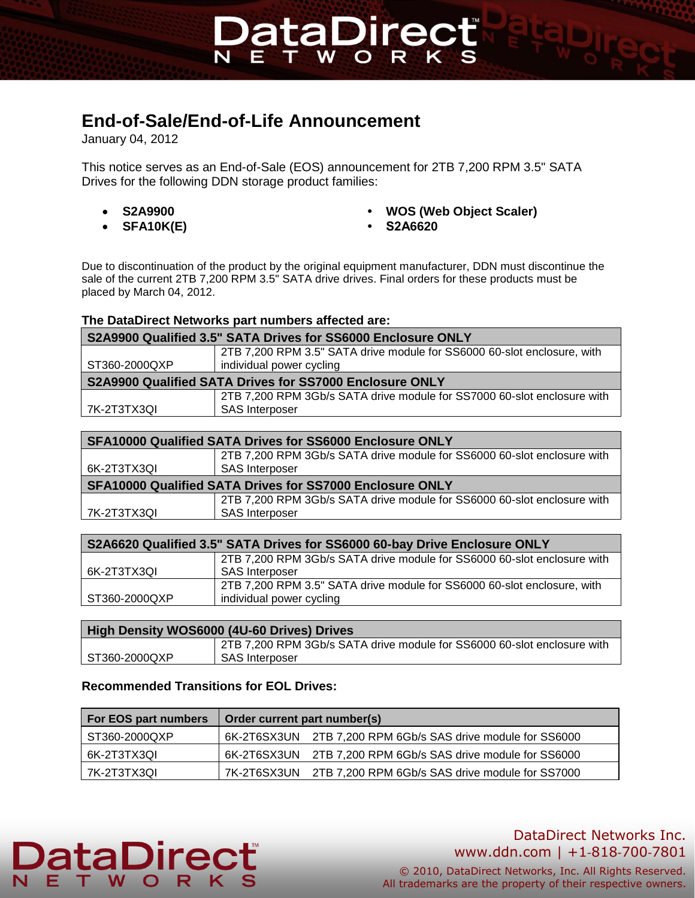# End-of-Sale/End-of-Life Announcement

January 04, 2012

This notice serves as an End-of-Sale (EOS) announcement for 2TB 7,200 RPM 3.5" SATA Drives for the following DDN storage product families:

- **S2A9900**
- **SFA10K(E)**
- **WOS (Web Object Scaler)**
- **S2A6620**

Due to discontinuation of the product by the original equipment manufacturer, DDN must discontinue the sale of the current 2TB 7,200 RPM 3.5" SATA drive drives. Final orders for these products must be placed by March 04, 2012.

**The DataDirect Networks part numbers affected are:**

| S2A9900 Qualified 3.5" SATA Drives for SS6000 Enclosure ONLY | |
|---|---|
| ST360-2000QXP | 2TB 7,200 RPM 3.5" SATA drive module for SS6000 60-slot enclosure, with individual power cycling |
| **S2A9900 Qualified SATA Drives for SS7000 Enclosure ONLY** | |
| 7K-2T3TX3QI | 2TB 7,200 RPM 3Gb/s SATA drive module for SS7000 60-slot enclosure with SAS Interposer |

| SFA10000 Qualified SATA Drives for SS6000 Enclosure ONLY | |
|---|---|
| 6K-2T3TX3QI | 2TB 7,200 RPM 3Gb/s SATA drive module for SS6000 60-slot enclosure with SAS Interposer |
| **SFA10000 Qualified SATA Drives for SS7000 Enclosure ONLY** | |
| 7K-2T3TX3QI | 2TB 7,200 RPM 3Gb/s SATA drive module for SS6000 60-slot enclosure with SAS Interposer |

| S2A6620 Qualified 3.5" SATA Drives for SS6000 60-bay Drive Enclosure ONLY | |
|---|---|
| 6K-2T3TX3QI | 2TB 7,200 RPM 3Gb/s SATA drive module for SS6000 60-slot enclosure with SAS Interposer |
| ST360-2000QXP | 2TB 7,200 RPM 3.5" SATA drive module for SS6000 60-slot enclosure, with individual power cycling |

| High Density WOS6000 (4U-60 Drives) Drives | |
|---|---|
| ST360-2000QXP | 2TB 7,200 RPM 3Gb/s SATA drive module for SS6000 60-slot enclosure with SAS Interposer |

**Recommended Transitions for EOL Drives:**

| For EOS part numbers | Order current part number(s) | |
|---|---|---|
| ST360-2000QXP | 6K-2T6SX3UN | 2TB 7,200 RPM 6Gb/s SAS drive module for SS6000 |
| 6K-2T3TX3QI | 6K-2T6SX3UN | 2TB 7,200 RPM 6Gb/s SAS drive module for SS6000 |
| 7K-2T3TX3QI | 7K-2T6SX3UN | 2TB 7,200 RPM 6Gb/s SAS drive module for SS7000 |

DataDirect Networks Inc.
www.ddn.com | +1-818-700-7801

© 2010, DataDirect Networks, Inc. All Rights Reserved.
All trademarks are the property of their respective owners.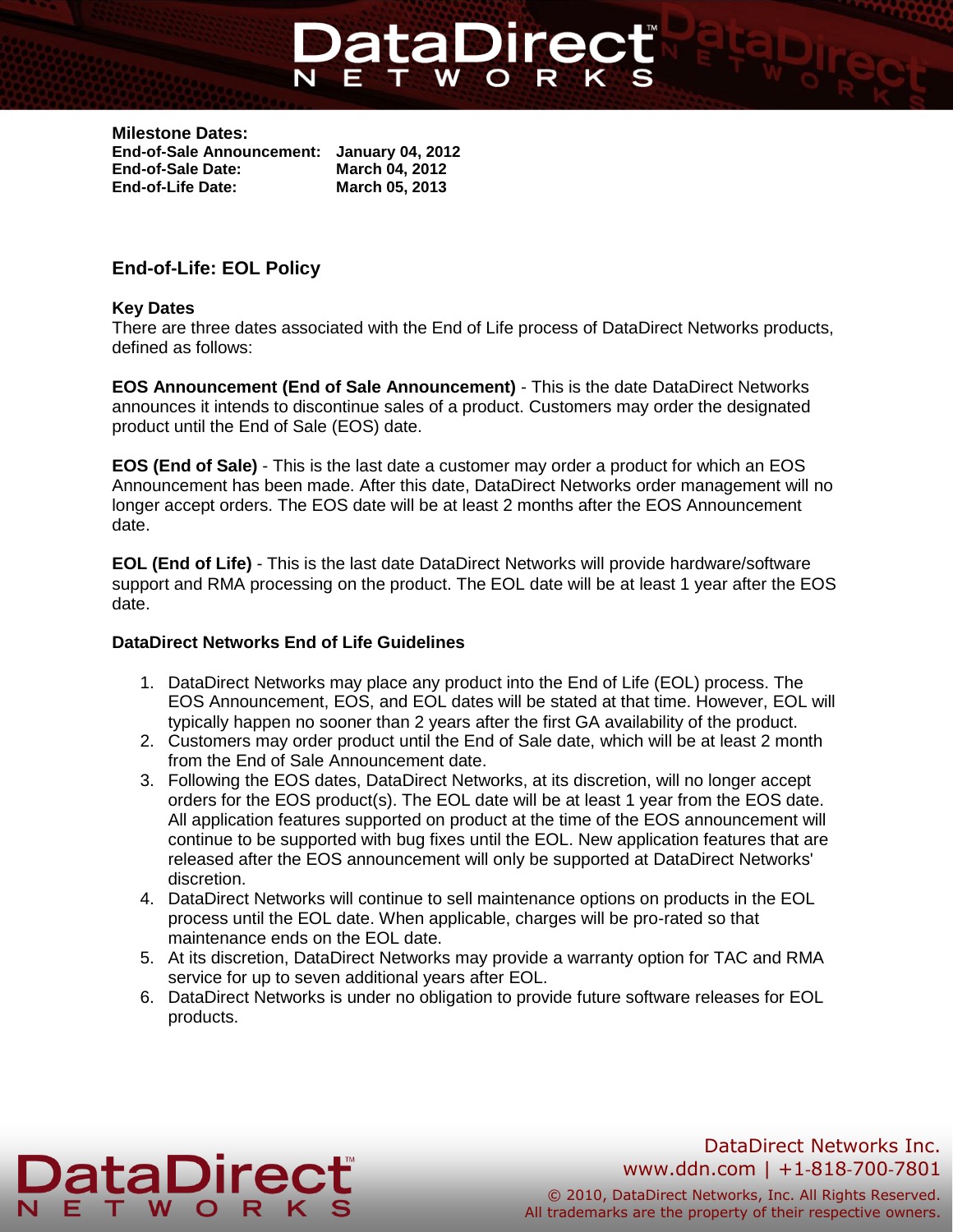**Milestone Dates:**

| | |
|---|---|
| **End-of-Sale Announcement:** | **January 04, 2012** |
| **End-of-Sale Date:** | **March 04, 2012** |
| **End-of-Life Date:** | **March 05, 2013** |

## End-of-Life: EOL Policy

### Key Dates

There are three dates associated with the End of Life process of DataDirect Networks products, defined as follows:

**EOS Announcement (End of Sale Announcement)** - This is the date DataDirect Networks announces it intends to discontinue sales of a product. Customers may order the designated product until the End of Sale (EOS) date.

**EOS (End of Sale)** - This is the last date a customer may order a product for which an EOS Announcement has been made. After this date, DataDirect Networks order management will no longer accept orders. The EOS date will be at least 2 months after the EOS Announcement date.

**EOL (End of Life)** - This is the last date DataDirect Networks will provide hardware/software support and RMA processing on the product. The EOL date will be at least 1 year after the EOS date.

### DataDirect Networks End of Life Guidelines

1. DataDirect Networks may place any product into the End of Life (EOL) process. The EOS Announcement, EOS, and EOL dates will be stated at that time. However, EOL will typically happen no sooner than 2 years after the first GA availability of the product.
2. Customers may order product until the End of Sale date, which will be at least 2 month from the End of Sale Announcement date.
3. Following the EOS dates, DataDirect Networks, at its discretion, will no longer accept orders for the EOS product(s). The EOL date will be at least 1 year from the EOS date. All application features supported on product at the time of the EOS announcement will continue to be supported with bug fixes until the EOL. New application features that are released after the EOS announcement will only be supported at DataDirect Networks' discretion.
4. DataDirect Networks will continue to sell maintenance options on products in the EOL process until the EOL date. When applicable, charges will be pro-rated so that maintenance ends on the EOL date.
5. At its discretion, DataDirect Networks may provide a warranty option for TAC and RMA service for up to seven additional years after EOL.
6. DataDirect Networks is under no obligation to provide future software releases for EOL products.

DataDirect Networks Inc.
www.ddn.com | +1-818-700-7801
© 2010, DataDirect Networks, Inc. All Rights Reserved.
All trademarks are the property of their respective owners.